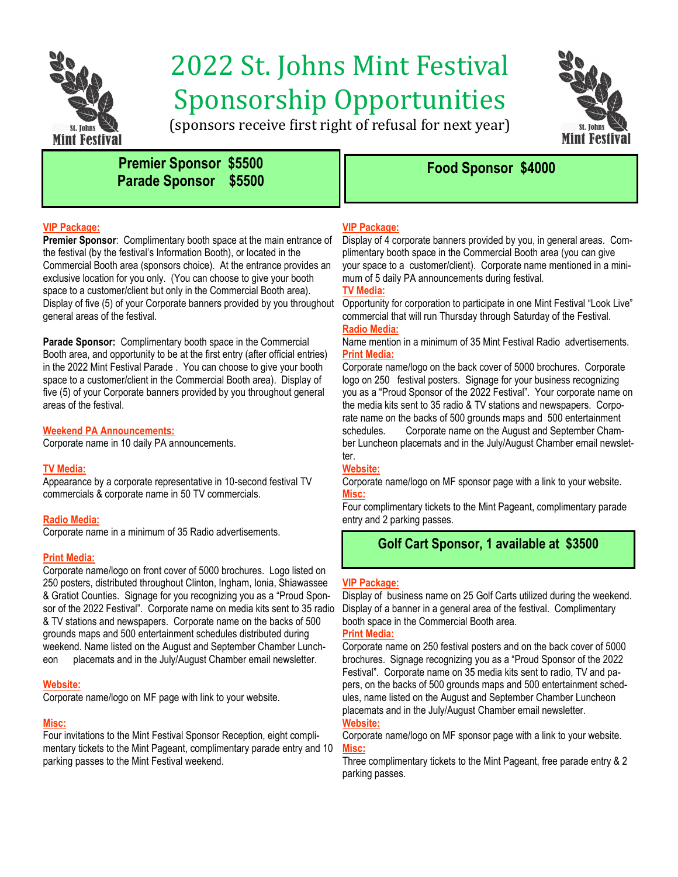# 2022 St. Johns Mint Festival Sponsorship Opportunities

(sponsors receive first right of refusal for next year)

## Premier Sponsor $5500
## Parade Sponsor $5500

**VIP Package:**

**Premier Sponsor**: Complimentary booth space at the main entrance of the festival (by the festival's Information Booth), or located in the Commercial Booth area (sponsors choice). At the entrance provides an exclusive location for you only. (You can choose to give your booth space to a customer/client but only in the Commercial Booth area). Display of five (5) of your Corporate banners provided by you throughout general areas of the festival.

**Parade Sponsor:** Complimentary booth space in the Commercial Booth area, and opportunity to be at the first entry (after official entries) in the 2022 Mint Festival Parade . You can choose to give your booth space to a customer/client in the Commercial Booth area). Display of five (5) of your Corporate banners provided by you throughout general areas of the festival.

**Weekend PA Announcements:**
Corporate name in 10 daily PA announcements.

**TV Media:**
Appearance by a corporate representative in 10-second festival TV commercials & corporate name in 50 TV commercials.

**Radio Media:**
Corporate name in a minimum of 35 Radio advertisements.

**Print Media:**
Corporate name/logo on front cover of 5000 brochures. Logo listed on 250 posters, distributed throughout Clinton, Ingham, Ionia, Shiawassee & Gratiot Counties. Signage for you recognizing you as a "Proud Sponsor of the 2022 Festival". Corporate name on media kits sent to 35 radio & TV stations and newspapers. Corporate name on the backs of 500 grounds maps and 500 entertainment schedules distributed during weekend. Name listed on the August and September Chamber Luncheon placemats and in the July/August Chamber email newsletter.

**Website:**
Corporate name/logo on MF page with link to your website.

**Misc:**
Four invitations to the Mint Festival Sponsor Reception, eight complimentary tickets to the Mint Pageant, complimentary parade entry and 10 parking passes to the Mint Festival weekend.

## Food Sponsor $4000

**VIP Package:**
Display of 4 corporate banners provided by you, in general areas. Complimentary booth space in the Commercial Booth area (you can give your space to a customer/client). Corporate name mentioned in a minimum of 5 daily PA announcements during festival.

**TV Media:**
Opportunity for corporation to participate in one Mint Festival "Look Live" commercial that will run Thursday through Saturday of the Festival.

**Radio Media:**
Name mention in a minimum of 35 Mint Festival Radio advertisements.

**Print Media:**
Corporate name/logo on the back cover of 5000 brochures. Corporate logo on 250 festival posters. Signage for your business recognizing you as a "Proud Sponsor of the 2022 Festival". Your corporate name on the media kits sent to 35 radio & TV stations and newspapers. Corporate name on the backs of 500 grounds maps and 500 entertainment schedules. Corporate name on the August and September Chamber Luncheon placemats and in the July/August Chamber email newsletter.

**Website:**
Corporate name/logo on MF sponsor page with a link to your website.

**Misc:**
Four complimentary tickets to the Mint Pageant, complimentary parade entry and 2 parking passes.

## Golf Cart Sponsor, 1 available at $3500

**VIP Package:**
Display of business name on 25 Golf Carts utilized during the weekend. Display of a banner in a general area of the festival. Complimentary booth space in the Commercial Booth area.

**Print Media:**
Corporate name on 250 festival posters and on the back cover of 5000 brochures. Signage recognizing you as a "Proud Sponsor of the 2022 Festival". Corporate name on 35 media kits sent to radio, TV and papers, on the backs of 500 grounds maps and 500 entertainment schedules, name listed on the August and September Chamber Luncheon placemats and in the July/August Chamber email newsletter.

**Website:**
Corporate name/logo on MF sponsor page with a link to your website.

**Misc:**
Three complimentary tickets to the Mint Pageant, free parade entry & 2 parking passes.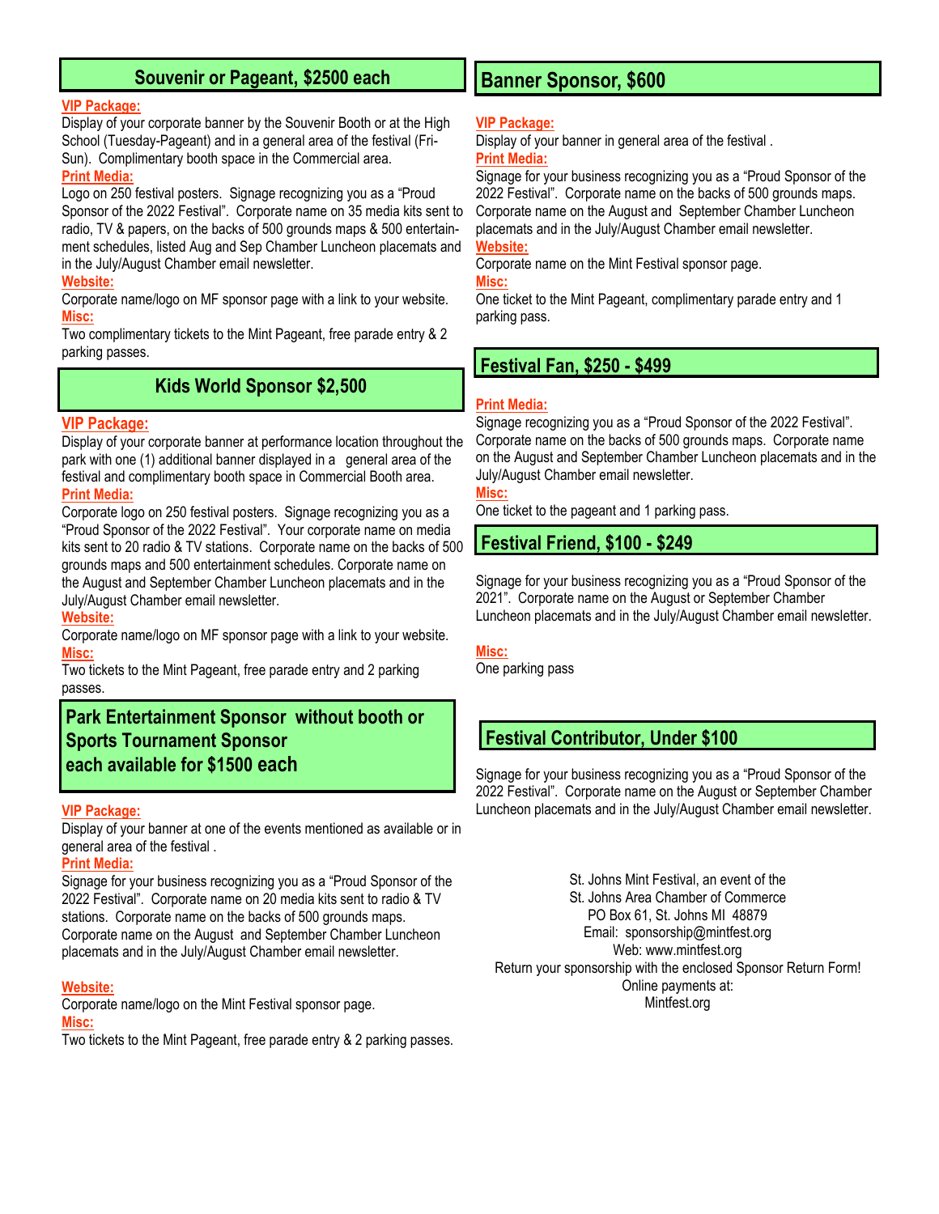## Souvenir or Pageant, $2500 each

**VIP Package:**
Display of your corporate banner by the Souvenir Booth or at the High School (Tuesday-Pageant) and in a general area of the festival (Fri-Sun). Complimentary booth space in the Commercial area.

**Print Media:**
Logo on 250 festival posters. Signage recognizing you as a "Proud Sponsor of the 2022 Festival". Corporate name on 35 media kits sent to radio, TV & papers, on the backs of 500 grounds maps & 500 entertainment schedules, listed Aug and Sep Chamber Luncheon placemats and in the July/August Chamber email newsletter.

**Website:**
Corporate name/logo on MF sponsor page with a link to your website.

**Misc:**
Two complimentary tickets to the Mint Pageant, free parade entry & 2 parking passes.

## Kids World Sponsor $2,500

**VIP Package:**
Display of your corporate banner at performance location throughout the park with one (1) additional banner displayed in a general area of the festival and complimentary booth space in Commercial Booth area.

**Print Media:**
Corporate logo on 250 festival posters. Signage recognizing you as a "Proud Sponsor of the 2022 Festival". Your corporate name on media kits sent to 20 radio & TV stations. Corporate name on the backs of 500 grounds maps and 500 entertainment schedules. Corporate name on the August and September Chamber Luncheon placemats and in the July/August Chamber email newsletter.

**Website:**
Corporate name/logo on MF sponsor page with a link to your website.

**Misc:**
Two tickets to the Mint Pageant, free parade entry and 2 parking passes.

## Park Entertainment Sponsor without booth or Sports Tournament Sponsor each available for $1500 each

**VIP Package:**
Display of your banner at one of the events mentioned as available or in general area of the festival .

**Print Media:**
Signage for your business recognizing you as a "Proud Sponsor of the 2022 Festival". Corporate name on 20 media kits sent to radio & TV stations. Corporate name on the backs of 500 grounds maps. Corporate name on the August and September Chamber Luncheon placemats and in the July/August Chamber email newsletter.

**Website:**
Corporate name/logo on the Mint Festival sponsor page.

**Misc:**
Two tickets to the Mint Pageant, free parade entry & 2 parking passes.

## Banner Sponsor, $600

**VIP Package:**
Display of your banner in general area of the festival .

**Print Media:**
Signage for your business recognizing you as a "Proud Sponsor of the 2022 Festival". Corporate name on the backs of 500 grounds maps. Corporate name on the August and September Chamber Luncheon placemats and in the July/August Chamber email newsletter.

**Website:**
Corporate name on the Mint Festival sponsor page.

**Misc:**
One ticket to the Mint Pageant, complimentary parade entry and 1 parking pass.

## Festival Fan, $250 - $499

**Print Media:**
Signage recognizing you as a "Proud Sponsor of the 2022 Festival". Corporate name on the backs of 500 grounds maps. Corporate name on the August and September Chamber Luncheon placemats and in the July/August Chamber email newsletter.

**Misc:**
One ticket to the pageant and 1 parking pass.

## Festival Friend, $100 - $249

Signage for your business recognizing you as a "Proud Sponsor of the 2021". Corporate name on the August or September Chamber Luncheon placemats and in the July/August Chamber email newsletter.

**Misc:**
One parking pass

## Festival Contributor, Under $100

Signage for your business recognizing you as a "Proud Sponsor of the 2022 Festival". Corporate name on the August or September Chamber Luncheon placemats and in the July/August Chamber email newsletter.

St. Johns Mint Festival, an event of the
St. Johns Area Chamber of Commerce
PO Box 61, St. Johns MI 48879
Email: sponsorship@mintfest.org
Web: www.mintfest.org
Return your sponsorship with the enclosed Sponsor Return Form!
Online payments at:
Mintfest.org